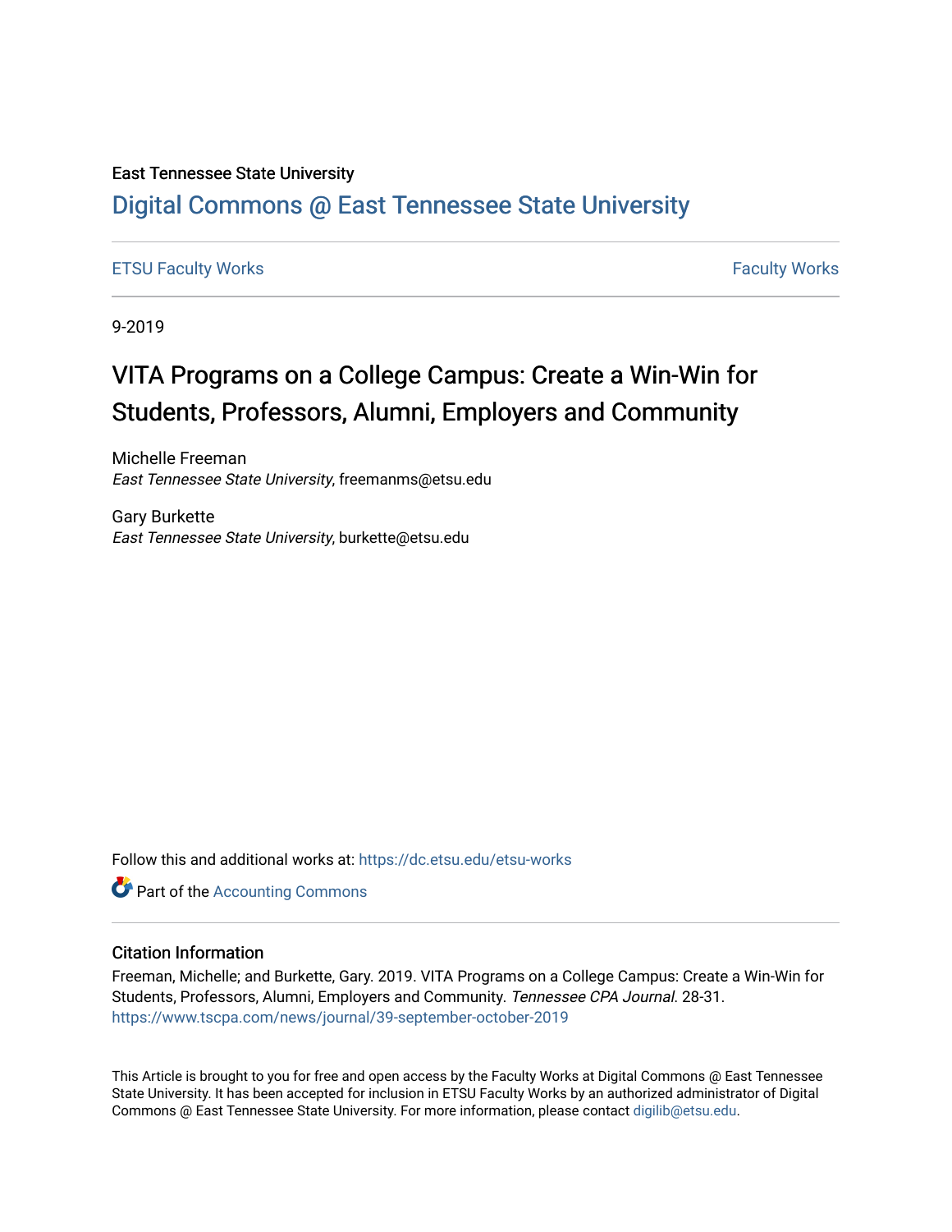East Tennessee State University

# Digital Commons @ East Tennessee State University

ETSU Faculty Works | Faculty Works

9-2019

# VITA Programs on a College Campus: Create a Win-Win for Students, Professors, Alumni, Employers and Community

Michelle Freeman
*East Tennessee State University*, freemanms@etsu.edu

Gary Burkette
*East Tennessee State University*, burkette@etsu.edu

Follow this and additional works at: https://dc.etsu.edu/etsu-works

Part of the Accounting Commons

## Citation Information

Freeman, Michelle; and Burkette, Gary. 2019. VITA Programs on a College Campus: Create a Win-Win for Students, Professors, Alumni, Employers and Community. *Tennessee CPA Journal*. 28-31. https://www.tscpa.com/news/journal/39-september-october-2019

This Article is brought to you for free and open access by the Faculty Works at Digital Commons @ East Tennessee State University. It has been accepted for inclusion in ETSU Faculty Works by an authorized administrator of Digital Commons @ East Tennessee State University. For more information, please contact digilib@etsu.edu.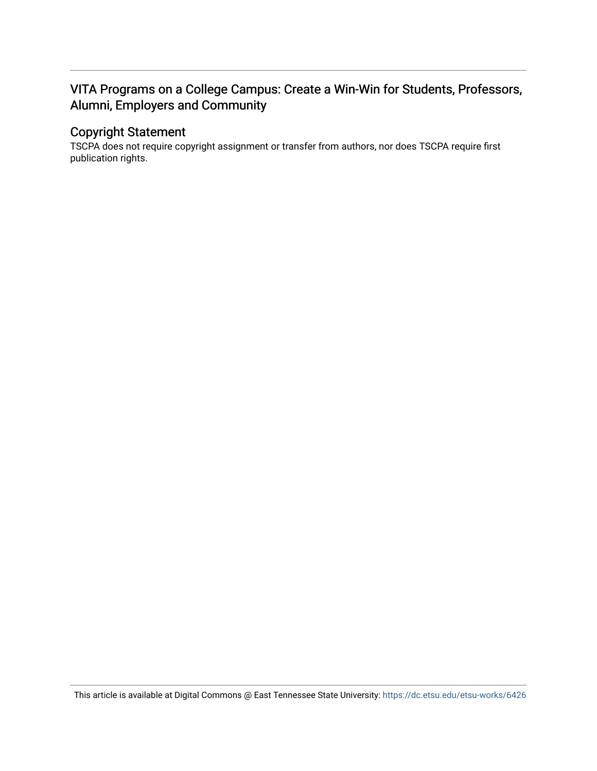## VITA Programs on a College Campus: Create a Win-Win for Students, Professors, Alumni, Employers and Community

### Copyright Statement

TSCPA does not require copyright assignment or transfer from authors, nor does TSCPA require first publication rights.

This article is available at Digital Commons @ East Tennessee State University: https://dc.etsu.edu/etsu-works/6426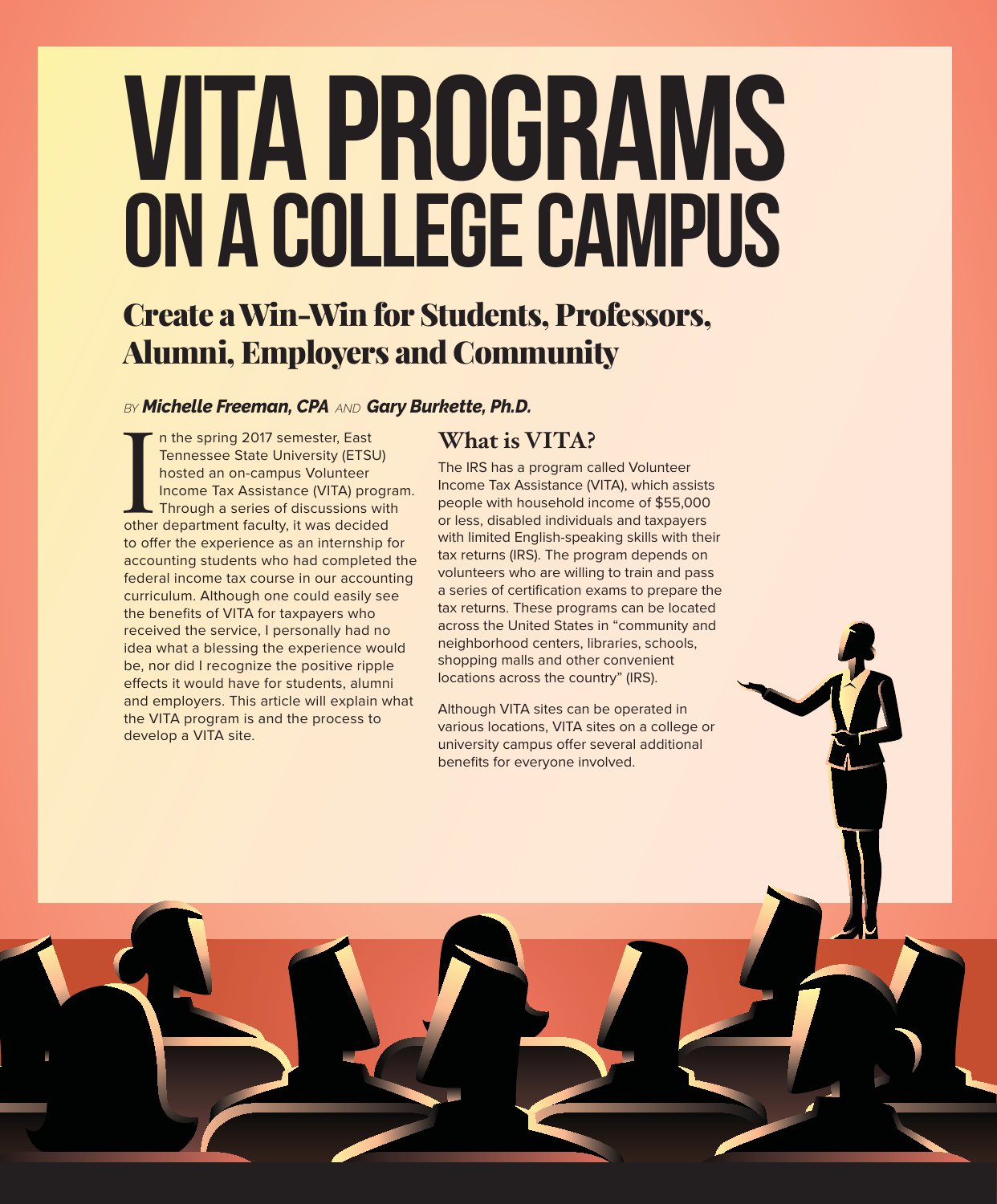# VITA PROGRAMS ON A COLLEGE CAMPUS

## Create a Win-Win for Students, Professors, Alumni, Employers and Community

*BY* ***Michelle Freeman, CPA*** *AND* ***Gary Burkette, Ph.D.***

In the spring 2017 semester, East Tennessee State University (ETSU) hosted an on-campus Volunteer Income Tax Assistance (VITA) program. Through a series of discussions with other department faculty, it was decided to offer the experience as an internship for accounting students who had completed the federal income tax course in our accounting curriculum. Although one could easily see the benefits of VITA for taxpayers who received the service, I personally had no idea what a blessing the experience would be, nor did I recognize the positive ripple effects it would have for students, alumni and employers. This article will explain what the VITA program is and the process to develop a VITA site.

### What is VITA?

The IRS has a program called Volunteer Income Tax Assistance (VITA), which assists people with household income of $55,000 or less, disabled individuals and taxpayers with limited English-speaking skills with their tax returns (IRS). The program depends on volunteers who are willing to train and pass a series of certification exams to prepare the tax returns. These programs can be located across the United States in "community and neighborhood centers, libraries, schools, shopping malls and other convenient locations across the country" (IRS).

Although VITA sites can be operated in various locations, VITA sites on a college or university campus offer several additional benefits for everyone involved.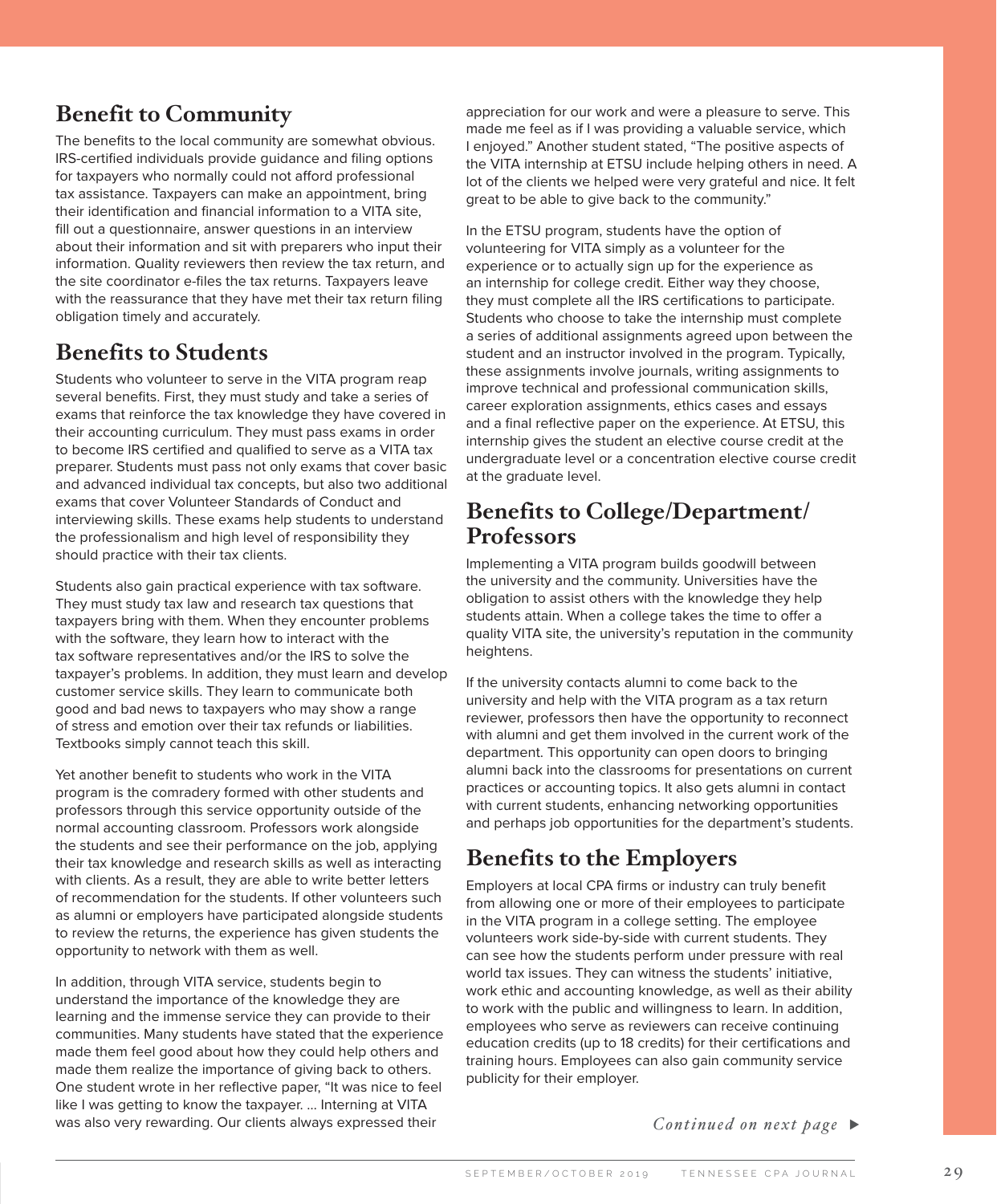## Benefit to Community

The benefits to the local community are somewhat obvious. IRS-certified individuals provide guidance and filing options for taxpayers who normally could not afford professional tax assistance. Taxpayers can make an appointment, bring their identification and financial information to a VITA site, fill out a questionnaire, answer questions in an interview about their information and sit with preparers who input their information. Quality reviewers then review the tax return, and the site coordinator e-files the tax returns. Taxpayers leave with the reassurance that they have met their tax return filing obligation timely and accurately.

## Benefits to Students

Students who volunteer to serve in the VITA program reap several benefits. First, they must study and take a series of exams that reinforce the tax knowledge they have covered in their accounting curriculum. They must pass exams in order to become IRS certified and qualified to serve as a VITA tax preparer. Students must pass not only exams that cover basic and advanced individual tax concepts, but also two additional exams that cover Volunteer Standards of Conduct and interviewing skills. These exams help students to understand the professionalism and high level of responsibility they should practice with their tax clients.

Students also gain practical experience with tax software. They must study tax law and research tax questions that taxpayers bring with them. When they encounter problems with the software, they learn how to interact with the tax software representatives and/or the IRS to solve the taxpayer's problems. In addition, they must learn and develop customer service skills. They learn to communicate both good and bad news to taxpayers who may show a range of stress and emotion over their tax refunds or liabilities. Textbooks simply cannot teach this skill.

Yet another benefit to students who work in the VITA program is the comradery formed with other students and professors through this service opportunity outside of the normal accounting classroom. Professors work alongside the students and see their performance on the job, applying their tax knowledge and research skills as well as interacting with clients. As a result, they are able to write better letters of recommendation for the students. If other volunteers such as alumni or employers have participated alongside students to review the returns, the experience has given students the opportunity to network with them as well.

In addition, through VITA service, students begin to understand the importance of the knowledge they are learning and the immense service they can provide to their communities. Many students have stated that the experience made them feel good about how they could help others and made them realize the importance of giving back to others. One student wrote in her reflective paper, "It was nice to feel like I was getting to know the taxpayer. … Interning at VITA was also very rewarding. Our clients always expressed their appreciation for our work and were a pleasure to serve. This made me feel as if I was providing a valuable service, which I enjoyed." Another student stated, "The positive aspects of the VITA internship at ETSU include helping others in need. A lot of the clients we helped were very grateful and nice. It felt great to be able to give back to the community."

In the ETSU program, students have the option of volunteering for VITA simply as a volunteer for the experience or to actually sign up for the experience as an internship for college credit. Either way they choose, they must complete all the IRS certifications to participate. Students who choose to take the internship must complete a series of additional assignments agreed upon between the student and an instructor involved in the program. Typically, these assignments involve journals, writing assignments to improve technical and professional communication skills, career exploration assignments, ethics cases and essays and a final reflective paper on the experience. At ETSU, this internship gives the student an elective course credit at the undergraduate level or a concentration elective course credit at the graduate level.

## Benefits to College/Department/Professors

Implementing a VITA program builds goodwill between the university and the community. Universities have the obligation to assist others with the knowledge they help students attain. When a college takes the time to offer a quality VITA site, the university's reputation in the community heightens.

If the university contacts alumni to come back to the university and help with the VITA program as a tax return reviewer, professors then have the opportunity to reconnect with alumni and get them involved in the current work of the department. This opportunity can open doors to bringing alumni back into the classrooms for presentations on current practices or accounting topics. It also gets alumni in contact with current students, enhancing networking opportunities and perhaps job opportunities for the department's students.

## Benefits to the Employers

Employers at local CPA firms or industry can truly benefit from allowing one or more of their employees to participate in the VITA program in a college setting. The employee volunteers work side-by-side with current students. They can see how the students perform under pressure with real world tax issues. They can witness the students' initiative, work ethic and accounting knowledge, as well as their ability to work with the public and willingness to learn. In addition, employees who serve as reviewers can receive continuing education credits (up to 18 credits) for their certifications and training hours. Employees can also gain community service publicity for their employer.

*Continued on next page* ▶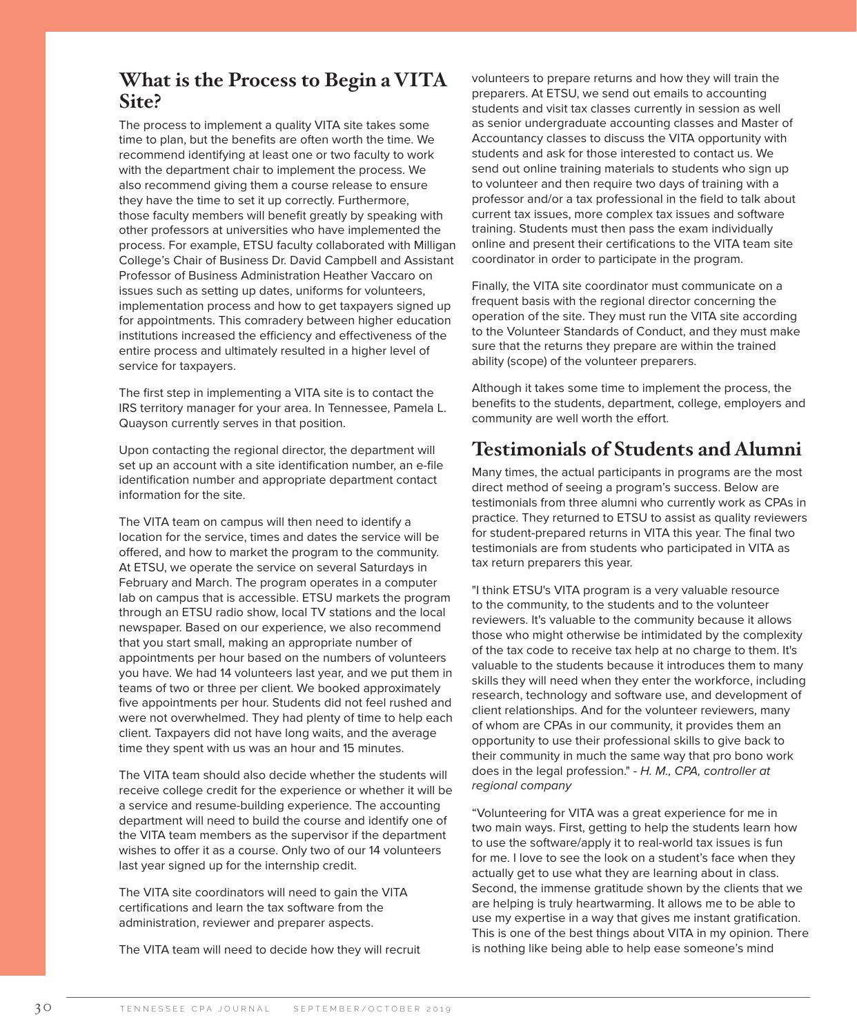## What is the Process to Begin a VITA Site?

The process to implement a quality VITA site takes some time to plan, but the benefits are often worth the time. We recommend identifying at least one or two faculty to work with the department chair to implement the process. We also recommend giving them a course release to ensure they have the time to set it up correctly. Furthermore, those faculty members will benefit greatly by speaking with other professors at universities who have implemented the process. For example, ETSU faculty collaborated with Milligan College's Chair of Business Dr. David Campbell and Assistant Professor of Business Administration Heather Vaccaro on issues such as setting up dates, uniforms for volunteers, implementation process and how to get taxpayers signed up for appointments. This comradery between higher education institutions increased the efficiency and effectiveness of the entire process and ultimately resulted in a higher level of service for taxpayers.

The first step in implementing a VITA site is to contact the IRS territory manager for your area. In Tennessee, Pamela L. Quayson currently serves in that position.

Upon contacting the regional director, the department will set up an account with a site identification number, an e-file identification number and appropriate department contact information for the site.

The VITA team on campus will then need to identify a location for the service, times and dates the service will be offered, and how to market the program to the community. At ETSU, we operate the service on several Saturdays in February and March. The program operates in a computer lab on campus that is accessible. ETSU markets the program through an ETSU radio show, local TV stations and the local newspaper. Based on our experience, we also recommend that you start small, making an appropriate number of appointments per hour based on the numbers of volunteers you have. We had 14 volunteers last year, and we put them in teams of two or three per client. We booked approximately five appointments per hour. Students did not feel rushed and were not overwhelmed. They had plenty of time to help each client. Taxpayers did not have long waits, and the average time they spent with us was an hour and 15 minutes.

The VITA team should also decide whether the students will receive college credit for the experience or whether it will be a service and resume-building experience. The accounting department will need to build the course and identify one of the VITA team members as the supervisor if the department wishes to offer it as a course. Only two of our 14 volunteers last year signed up for the internship credit.

The VITA site coordinators will need to gain the VITA certifications and learn the tax software from the administration, reviewer and preparer aspects.

The VITA team will need to decide how they will recruit volunteers to prepare returns and how they will train the preparers. At ETSU, we send out emails to accounting students and visit tax classes currently in session as well as senior undergraduate accounting classes and Master of Accountancy classes to discuss the VITA opportunity with students and ask for those interested to contact us. We send out online training materials to students who sign up to volunteer and then require two days of training with a professor and/or a tax professional in the field to talk about current tax issues, more complex tax issues and software training. Students must then pass the exam individually online and present their certifications to the VITA team site coordinator in order to participate in the program.

Finally, the VITA site coordinator must communicate on a frequent basis with the regional director concerning the operation of the site. They must run the VITA site according to the Volunteer Standards of Conduct, and they must make sure that the returns they prepare are within the trained ability (scope) of the volunteer preparers.

Although it takes some time to implement the process, the benefits to the students, department, college, employers and community are well worth the effort.

## Testimonials of Students and Alumni

Many times, the actual participants in programs are the most direct method of seeing a program's success. Below are testimonials from three alumni who currently work as CPAs in practice. They returned to ETSU to assist as quality reviewers for student-prepared returns in VITA this year. The final two testimonials are from students who participated in VITA as tax return preparers this year.

"I think ETSU's VITA program is a very valuable resource to the community, to the students and to the volunteer reviewers. It's valuable to the community because it allows those who might otherwise be intimidated by the complexity of the tax code to receive tax help at no charge to them. It's valuable to the students because it introduces them to many skills they will need when they enter the workforce, including research, technology and software use, and development of client relationships. And for the volunteer reviewers, many of whom are CPAs in our community, it provides them an opportunity to use their professional skills to give back to their community in much the same way that pro bono work does in the legal profession." - *H. M., CPA, controller at regional company*

"Volunteering for VITA was a great experience for me in two main ways. First, getting to help the students learn how to use the software/apply it to real-world tax issues is fun for me. I love to see the look on a student's face when they actually get to use what they are learning about in class. Second, the immense gratitude shown by the clients that we are helping is truly heartwarming. It allows me to be able to use my expertise in a way that gives me instant gratification. This is one of the best things about VITA in my opinion. There is nothing like being able to help ease someone's mind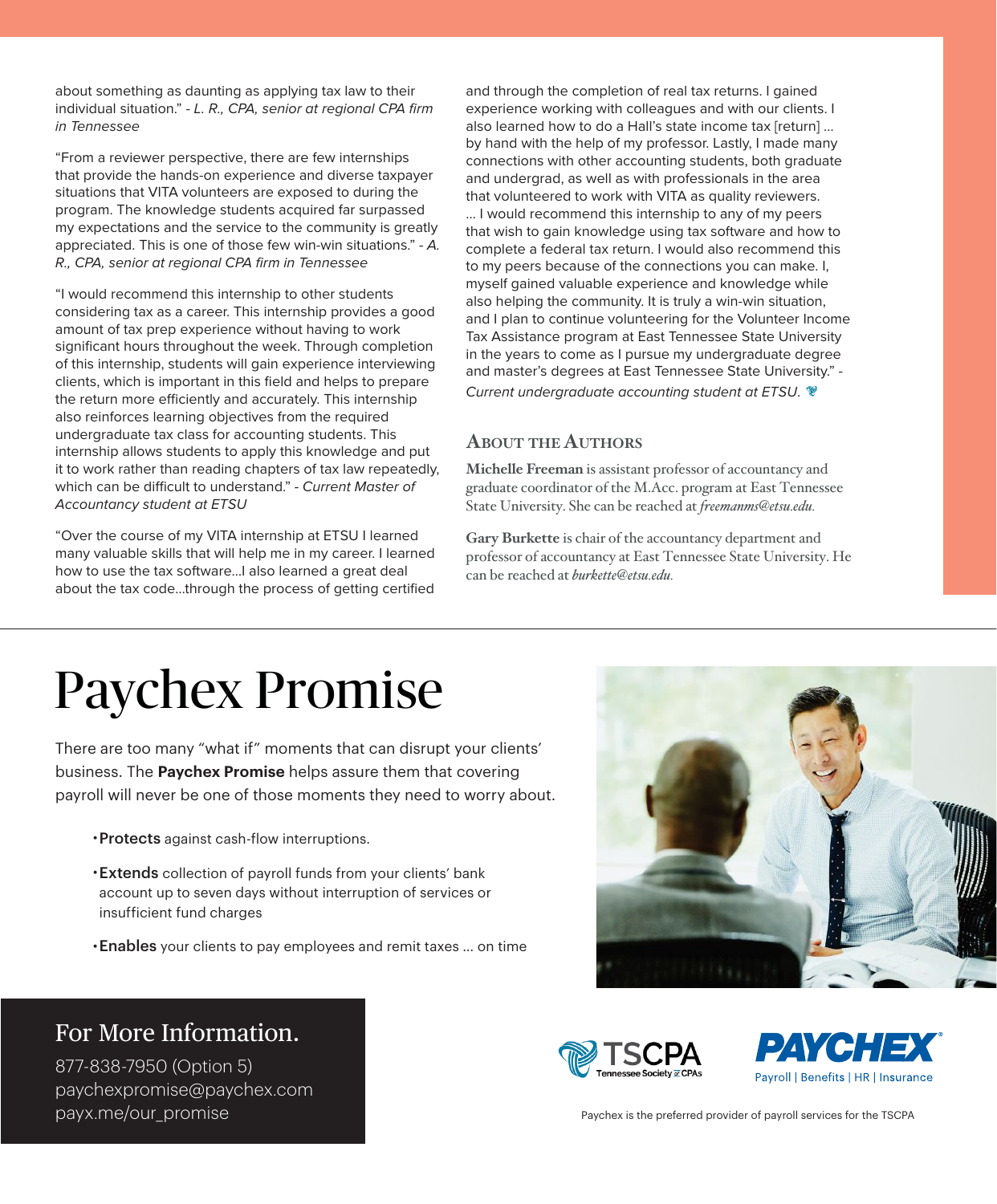about something as daunting as applying tax law to their individual situation." - *L. R., CPA, senior at regional CPA firm in Tennessee*

"From a reviewer perspective, there are few internships that provide the hands-on experience and diverse taxpayer situations that VITA volunteers are exposed to during the program. The knowledge students acquired far surpassed my expectations and the service to the community is greatly appreciated. This is one of those few win-win situations." - *A. R., CPA, senior at regional CPA firm in Tennessee*

"I would recommend this internship to other students considering tax as a career. This internship provides a good amount of tax prep experience without having to work significant hours throughout the week. Through completion of this internship, students will gain experience interviewing clients, which is important in this field and helps to prepare the return more efficiently and accurately. This internship also reinforces learning objectives from the required undergraduate tax class for accounting students. This internship allows students to apply this knowledge and put it to work rather than reading chapters of tax law repeatedly, which can be difficult to understand." - *Current Master of Accountancy student at ETSU*

"Over the course of my VITA internship at ETSU I learned many valuable skills that will help me in my career. I learned how to use the tax software...I also learned a great deal about the tax code...through the process of getting certified and through the completion of real tax returns. I gained experience working with colleagues and with our clients. I also learned how to do a Hall's state income tax [return] ... by hand with the help of my professor. Lastly, I made many connections with other accounting students, both graduate and undergrad, as well as with professionals in the area that volunteered to work with VITA as quality reviewers. ... I would recommend this internship to any of my peers that wish to gain knowledge using tax software and how to complete a federal tax return. I would also recommend this to my peers because of the connections you can make. I, myself gained valuable experience and knowledge while also helping the community. It is truly a win-win situation, and I plan to continue volunteering for the Volunteer Income Tax Assistance program at East Tennessee State University in the years to come as I pursue my undergraduate degree and master's degrees at East Tennessee State University." - *Current undergraduate accounting student at ETSU.*

## About the Authors

**Michelle Freeman** is assistant professor of accountancy and graduate coordinator of the M.Acc. program at East Tennessee State University. She can be reached at *freemanms@etsu.edu.*

**Gary Burkette** is chair of the accountancy department and professor of accountancy at East Tennessee State University. He can be reached at *burkette@etsu.edu.*

# Paychex Promise

There are too many "what if" moments that can disrupt your clients' business. The **Paychex Promise** helps assure them that covering payroll will never be one of those moments they need to worry about.

- **Protects** against cash-flow interruptions.
- **Extends** collection of payroll funds from your clients' bank account up to seven days without interruption of services or insufficient fund charges
- **Enables** your clients to pay employees and remit taxes ... on time

## For More Information.

877-838-7950 (Option 5)
paychexpromise@paychex.com
payx.me/our_promise

TSCPA Tennessee Society of CPAs

PAYCHEX Payroll | Benefits | HR | Insurance

Paychex is the preferred provider of payroll services for the TSCPA